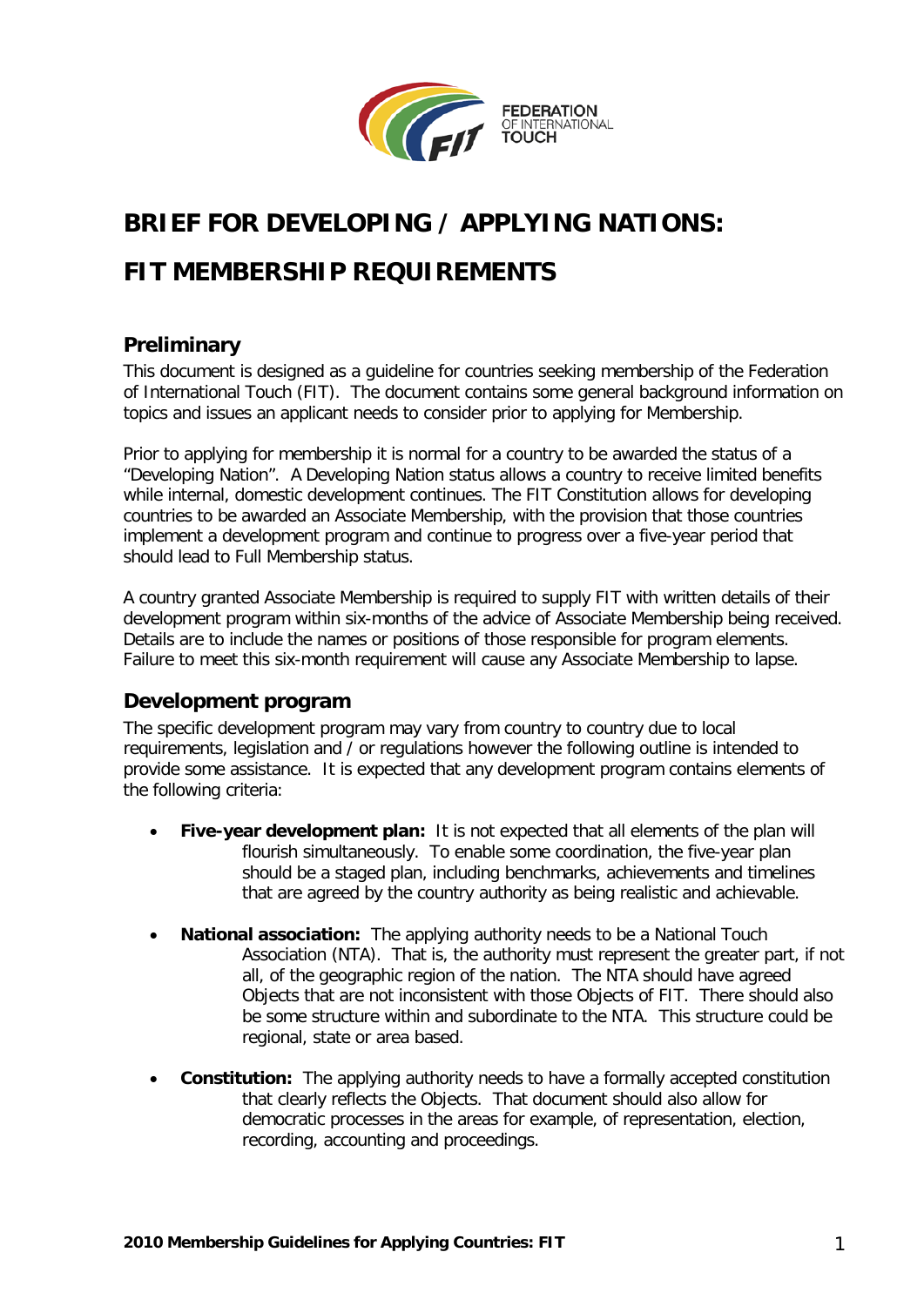# BRIEF FOR DEVELOPING / APPLYING NATIONS:

# FIT MEMBERSHIP REQUIREMENTS

## Preliminary

This document is designed as a guideline for countries seeking membership of the Federation of International Touch (FIT). The document contains some general background information on topics and issues an applicant needs to consider prior to applying for Membership.

Prior to applying for membership it is normal for a country to be awarded the status of a "Developing Nation". A Developing Nation status allows a country to receive limited benefits while internal, domestic development continues. The FIT Constitution allows for developing countries to be awarded an Associate Membership, with the provision that those countries implement a development program and continue to progress over a five-year period that should lead to Full Membership status.

A country granted Associate Membership is required to supply FIT with written details of their development program within six-months of the advice of Associate Membership being received. Details are to include the names or positions of those responsible for program elements. Failure to meet this six-month requirement will cause any Associate Membership to lapse.

## Development program

The specific development program may vary from country to country due to local requirements, legislation and / or regulations however the following outline is intended to provide some assistance. It is expected that any development program contains elements of the following criteria:

- **Five-year development plan:** It is not expected that all elements of the plan will flourish simultaneously. To enable some coordination, the five-year plan should be a staged plan, including benchmarks, achievements and timelines that are agreed by the country authority as being realistic and achievable.

- **National association:** The applying authority needs to be a National Touch Association (NTA). That is, the authority must represent the greater part, if not all, of the geographic region of the nation. The NTA should have agreed Objects that are not inconsistent with those Objects of FIT. There should also be some structure within and subordinate to the NTA. This structure could be regional, state or area based.

- **Constitution:** The applying authority needs to have a formally accepted constitution that clearly reflects the Objects. That document should also allow for democratic processes in the areas for example, of representation, election, recording, accounting and proceedings.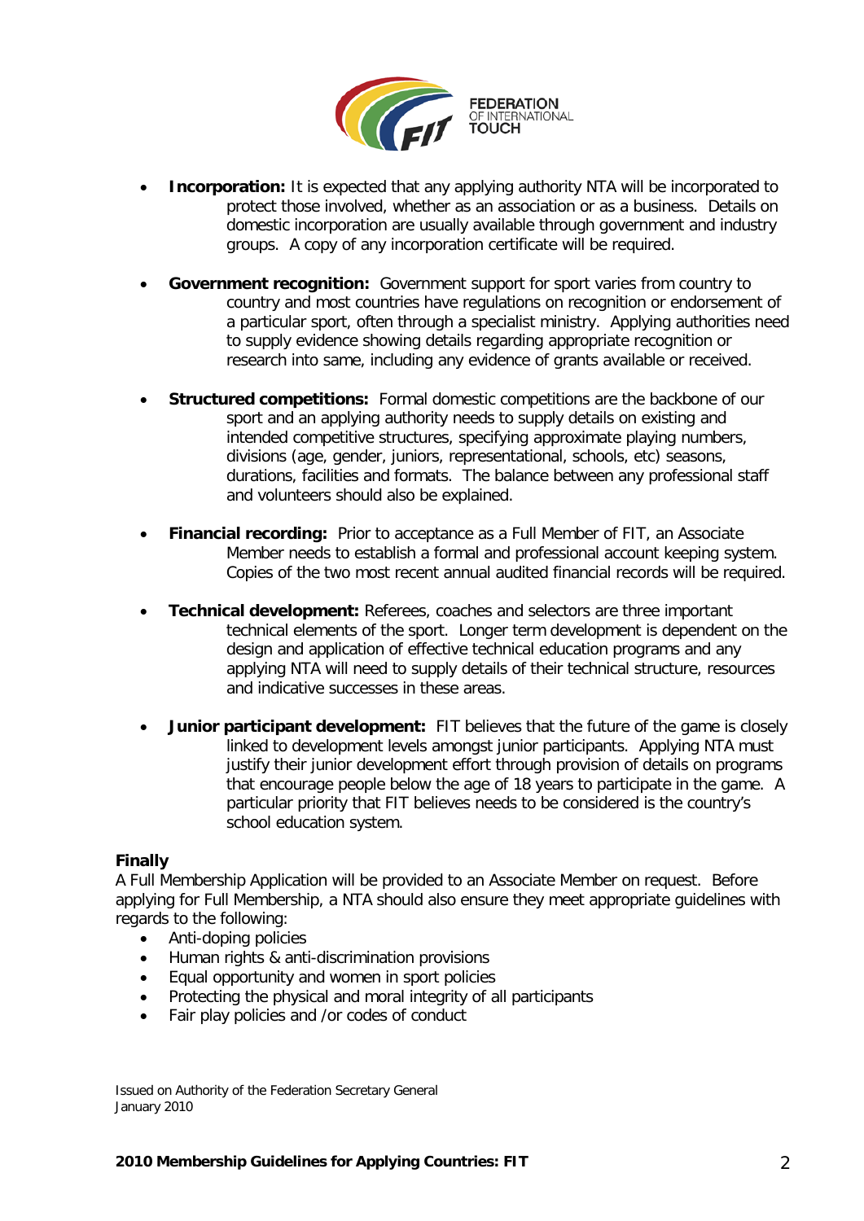- **Incorporation:** It is expected that any applying authority NTA will be incorporated to protect those involved, whether as an association or as a business. Details on domestic incorporation are usually available through government and industry groups. A copy of any incorporation certificate will be required.

- **Government recognition:** Government support for sport varies from country to country and most countries have regulations on recognition or endorsement of a particular sport, often through a specialist ministry. Applying authorities need to supply evidence showing details regarding appropriate recognition or research into same, including any evidence of grants available or received.

- **Structured competitions:** Formal domestic competitions are the backbone of our sport and an applying authority needs to supply details on existing and intended competitive structures, specifying approximate playing numbers, divisions (age, gender, juniors, representational, schools, etc) seasons, durations, facilities and formats. The balance between any professional staff and volunteers should also be explained.

- **Financial recording:** Prior to acceptance as a Full Member of FIT, an Associate Member needs to establish a formal and professional account keeping system. Copies of the two most recent annual audited financial records will be required.

- **Technical development:** Referees, coaches and selectors are three important technical elements of the sport. Longer term development is dependent on the design and application of effective technical education programs and any applying NTA will need to supply details of their technical structure, resources and indicative successes in these areas.

- **Junior participant development:** FIT believes that the future of the game is closely linked to development levels amongst junior participants. Applying NTA must justify their junior development effort through provision of details on programs that encourage people below the age of 18 years to participate in the game. A particular priority that FIT believes needs to be considered is the country's school education system.

**Finally**

A Full Membership Application will be provided to an Associate Member on request. Before applying for Full Membership, a NTA should also ensure they meet appropriate guidelines with regards to the following:

- Anti-doping policies
- Human rights & anti-discrimination provisions
- Equal opportunity and women in sport policies
- Protecting the physical and moral integrity of all participants
- Fair play policies and /or codes of conduct

Issued on Authority of the Federation Secretary General
January 2010